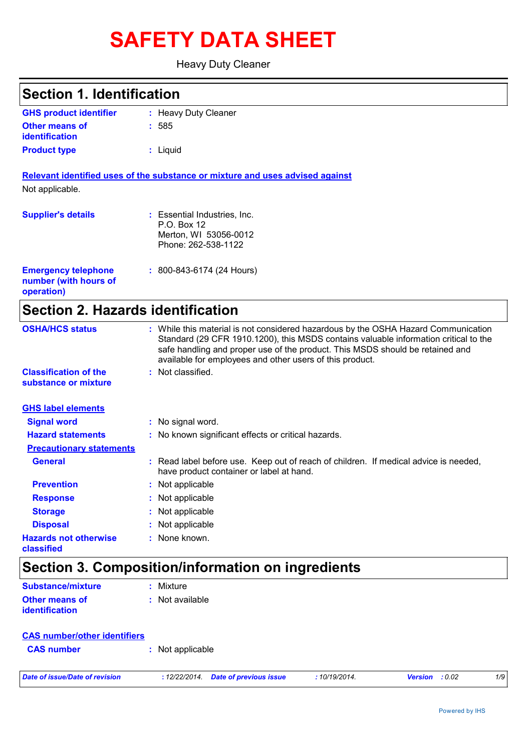# SAFETY DATA SHEET

Heavy Duty Cleaner

## Section 1. Identification

| | | |
|---|---|---|
| **GHS product identifier** | : | Heavy Duty Cleaner |
| **Other means of identification** | : | 585 |
| **Product type** | : | Liquid |

**Relevant identified uses of the substance or mixture and uses advised against**

Not applicable.

| | | |
|---|---|---|
| **Supplier's details** | : | Essential Industries, Inc.<br>P.O. Box 12<br>Merton, WI 53056-0012<br>Phone: 262-538-1122 |
| **Emergency telephone number (with hours of operation)** | : | 800-843-6174 (24 Hours) |

## Section 2. Hazards identification

| | | |
|---|---|---|
| **OSHA/HCS status** | : | While this material is not considered hazardous by the OSHA Hazard Communication Standard (29 CFR 1910.1200), this MSDS contains valuable information critical to the safe handling and proper use of the product. This MSDS should be retained and available for employees and other users of this product. |
| **Classification of the substance or mixture** | : | Not classified. |

**GHS label elements**

| | | |
|---|---|---|
| **Signal word** | : | No signal word. |
| **Hazard statements** | : | No known significant effects or critical hazards. |

**Precautionary statements**

| | | |
|---|---|---|
| **General** | : | Read label before use. Keep out of reach of children. If medical advice is needed, have product container or label at hand. |
| **Prevention** | : | Not applicable |
| **Response** | : | Not applicable |
| **Storage** | : | Not applicable |
| **Disposal** | : | Not applicable |
| **Hazards not otherwise classified** | : | None known. |

## Section 3. Composition/information on ingredients

| | | |
|---|---|---|
| **Substance/mixture** | : | Mixture |
| **Other means of identification** | : | Not available |

**CAS number/other identifiers**

| | | |
|---|---|---|
| **CAS number** | : | Not applicable |

*Date of issue/Date of revision* : 12/22/2014. *Date of previous issue* : 10/19/2014. *Version* : 0.02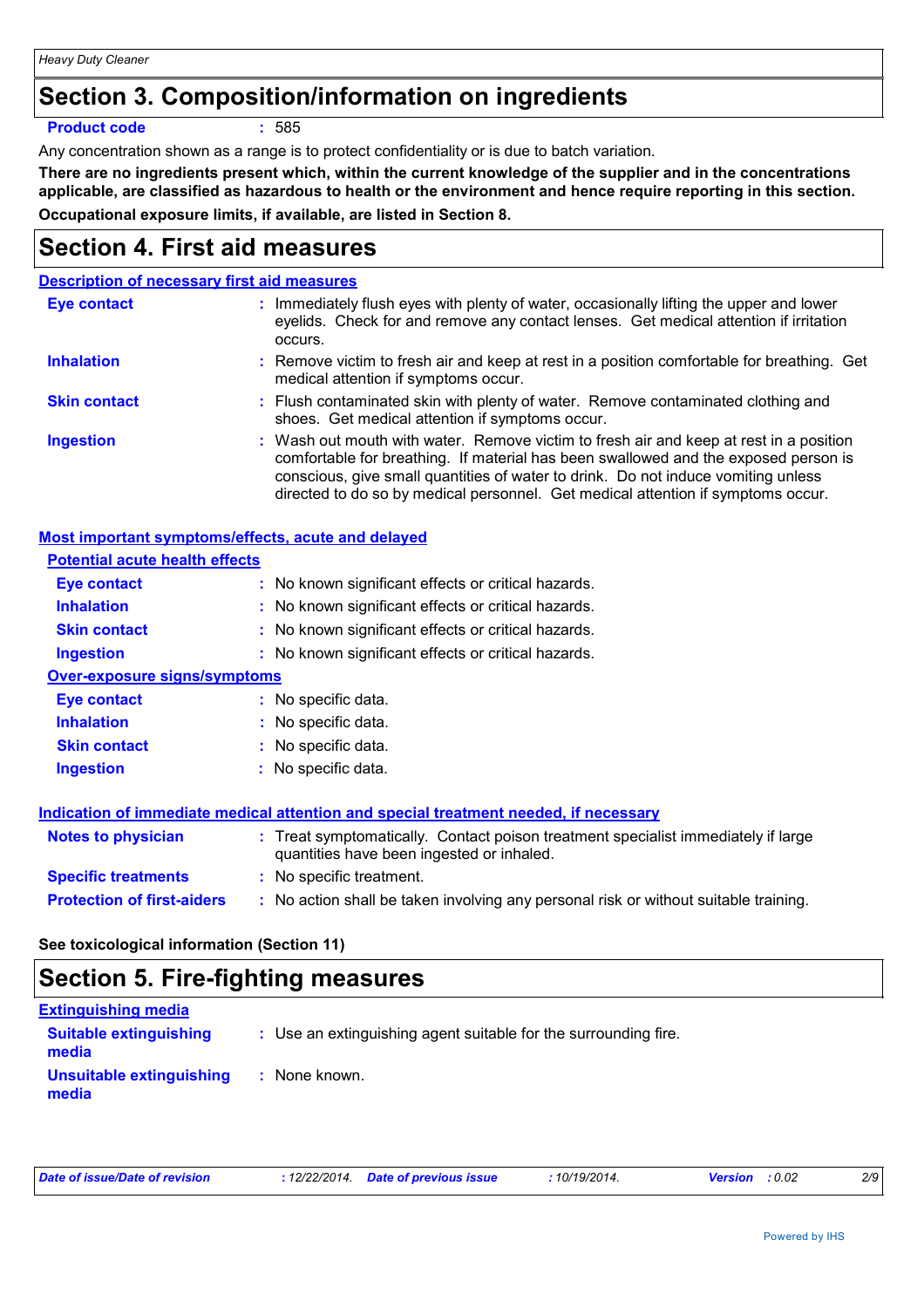## Section 3. Composition/information on ingredients

**Product code** : 585

Any concentration shown as a range is to protect confidentiality or is due to batch variation.

**There are no ingredients present which, within the current knowledge of the supplier and in the concentrations applicable, are classified as hazardous to health or the environment and hence require reporting in this section.**

**Occupational exposure limits, if available, are listed in Section 8.**

## Section 4. First aid measures

### Description of necessary first aid measures

**Eye contact** : Immediately flush eyes with plenty of water, occasionally lifting the upper and lower eyelids. Check for and remove any contact lenses. Get medical attention if irritation occurs.

**Inhalation** : Remove victim to fresh air and keep at rest in a position comfortable for breathing. Get medical attention if symptoms occur.

**Skin contact** : Flush contaminated skin with plenty of water. Remove contaminated clothing and shoes. Get medical attention if symptoms occur.

**Ingestion** : Wash out mouth with water. Remove victim to fresh air and keep at rest in a position comfortable for breathing. If material has been swallowed and the exposed person is conscious, give small quantities of water to drink. Do not induce vomiting unless directed to do so by medical personnel. Get medical attention if symptoms occur.

### Most important symptoms/effects, acute and delayed

#### Potential acute health effects

**Eye contact** : No known significant effects or critical hazards.

**Inhalation** : No known significant effects or critical hazards.

**Skin contact** : No known significant effects or critical hazards.

**Ingestion** : No known significant effects or critical hazards.

#### Over-exposure signs/symptoms

**Eye contact** : No specific data.

**Inhalation** : No specific data.

**Skin contact** : No specific data.

**Ingestion** : No specific data.

### Indication of immediate medical attention and special treatment needed, if necessary

**Notes to physician** : Treat symptomatically. Contact poison treatment specialist immediately if large quantities have been ingested or inhaled.

**Specific treatments** : No specific treatment.

**Protection of first-aiders** : No action shall be taken involving any personal risk or without suitable training.

**See toxicological information (Section 11)**

## Section 5. Fire-fighting measures

### Extinguishing media

**Suitable extinguishing media** : Use an extinguishing agent suitable for the surrounding fire.

**Unsuitable extinguishing media** : None known.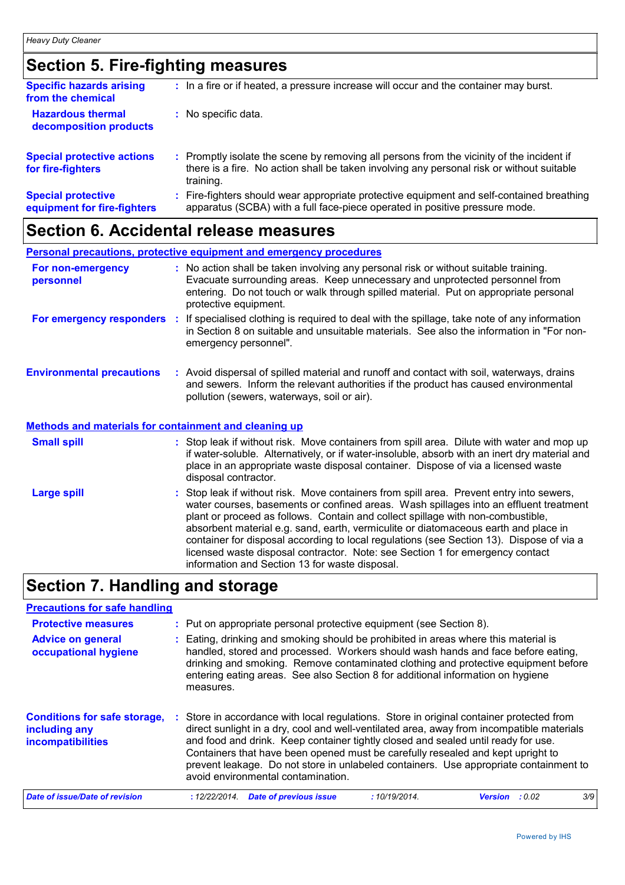## Section 5. Fire-fighting measures

**Specific hazards arising from the chemical** : In a fire or if heated, a pressure increase will occur and the container may burst.

**Hazardous thermal decomposition products** : No specific data.

**Special protective actions for fire-fighters** : Promptly isolate the scene by removing all persons from the vicinity of the incident if there is a fire. No action shall be taken involving any personal risk or without suitable training.

**Special protective equipment for fire-fighters** : Fire-fighters should wear appropriate protective equipment and self-contained breathing apparatus (SCBA) with a full face-piece operated in positive pressure mode.

## Section 6. Accidental release measures

### Personal precautions, protective equipment and emergency procedures

**For non-emergency personnel** : No action shall be taken involving any personal risk or without suitable training. Evacuate surrounding areas. Keep unnecessary and unprotected personnel from entering. Do not touch or walk through spilled material. Put on appropriate personal protective equipment.

**For emergency responders** : If specialised clothing is required to deal with the spillage, take note of any information in Section 8 on suitable and unsuitable materials. See also the information in "For non-emergency personnel".

**Environmental precautions** : Avoid dispersal of spilled material and runoff and contact with soil, waterways, drains and sewers. Inform the relevant authorities if the product has caused environmental pollution (sewers, waterways, soil or air).

### Methods and materials for containment and cleaning up

**Small spill** : Stop leak if without risk. Move containers from spill area. Dilute with water and mop up if water-soluble. Alternatively, or if water-insoluble, absorb with an inert dry material and place in an appropriate waste disposal container. Dispose of via a licensed waste disposal contractor.

**Large spill** : Stop leak if without risk. Move containers from spill area. Prevent entry into sewers, water courses, basements or confined areas. Wash spillages into an effluent treatment plant or proceed as follows. Contain and collect spillage with non-combustible, absorbent material e.g. sand, earth, vermiculite or diatomaceous earth and place in container for disposal according to local regulations (see Section 13). Dispose of via a licensed waste disposal contractor. Note: see Section 1 for emergency contact information and Section 13 for waste disposal.

## Section 7. Handling and storage

### Precautions for safe handling

**Protective measures** : Put on appropriate personal protective equipment (see Section 8).

**Advice on general occupational hygiene** : Eating, drinking and smoking should be prohibited in areas where this material is handled, stored and processed. Workers should wash hands and face before eating, drinking and smoking. Remove contaminated clothing and protective equipment before entering eating areas. See also Section 8 for additional information on hygiene measures.

**Conditions for safe storage, including any incompatibilities** : Store in accordance with local regulations. Store in original container protected from direct sunlight in a dry, cool and well-ventilated area, away from incompatible materials and food and drink. Keep container tightly closed and sealed until ready for use. Containers that have been opened must be carefully resealed and kept upright to prevent leakage. Do not store in unlabeled containers. Use appropriate containment to avoid environmental contamination.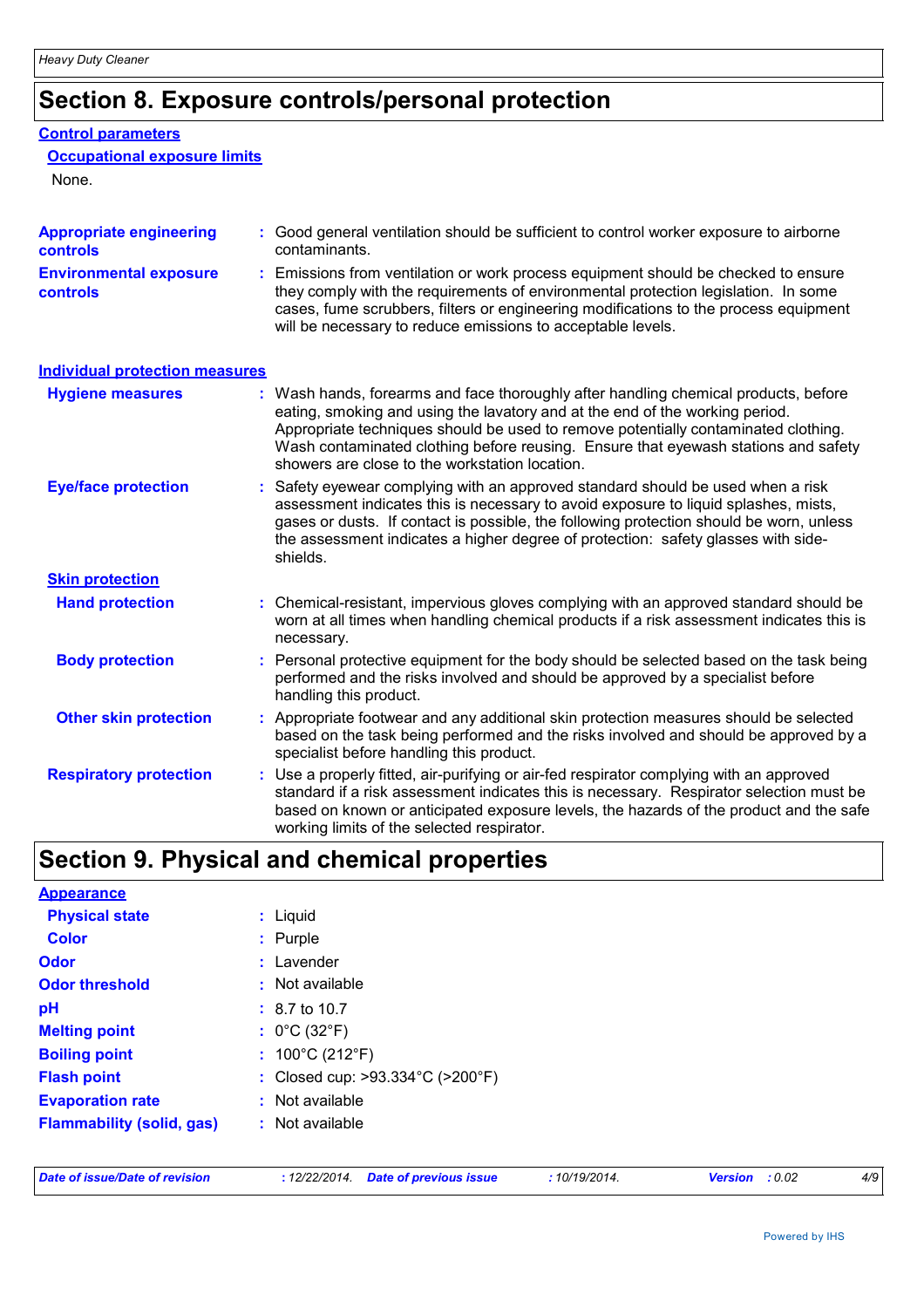# Section 8. Exposure controls/personal protection

## Control parameters

### Occupational exposure limits

None.

**Appropriate engineering controls** : Good general ventilation should be sufficient to control worker exposure to airborne contaminants.

**Environmental exposure controls** : Emissions from ventilation or work process equipment should be checked to ensure they comply with the requirements of environmental protection legislation. In some cases, fume scrubbers, filters or engineering modifications to the process equipment will be necessary to reduce emissions to acceptable levels.

## Individual protection measures

**Hygiene measures** : Wash hands, forearms and face thoroughly after handling chemical products, before eating, smoking and using the lavatory and at the end of the working period. Appropriate techniques should be used to remove potentially contaminated clothing. Wash contaminated clothing before reusing. Ensure that eyewash stations and safety showers are close to the workstation location.

**Eye/face protection** : Safety eyewear complying with an approved standard should be used when a risk assessment indicates this is necessary to avoid exposure to liquid splashes, mists, gases or dusts. If contact is possible, the following protection should be worn, unless the assessment indicates a higher degree of protection: safety glasses with side-shields.

### Skin protection

**Hand protection** : Chemical-resistant, impervious gloves complying with an approved standard should be worn at all times when handling chemical products if a risk assessment indicates this is necessary.

**Body protection** : Personal protective equipment for the body should be selected based on the task being performed and the risks involved and should be approved by a specialist before handling this product.

**Other skin protection** : Appropriate footwear and any additional skin protection measures should be selected based on the task being performed and the risks involved and should be approved by a specialist before handling this product.

**Respiratory protection** : Use a properly fitted, air-purifying or air-fed respirator complying with an approved standard if a risk assessment indicates this is necessary. Respirator selection must be based on known or anticipated exposure levels, the hazards of the product and the safe working limits of the selected respirator.

# Section 9. Physical and chemical properties

## Appearance

**Physical state** : Liquid

**Color** : Purple

**Odor** : Lavender

**Odor threshold** : Not available

**pH** : 8.7 to 10.7

**Melting point** : 0°C (32°F)

**Boiling point** : 100°C (212°F)

**Flash point** : Closed cup: >93.334°C (>200°F)

**Evaporation rate** : Not available

**Flammability (solid, gas)** : Not available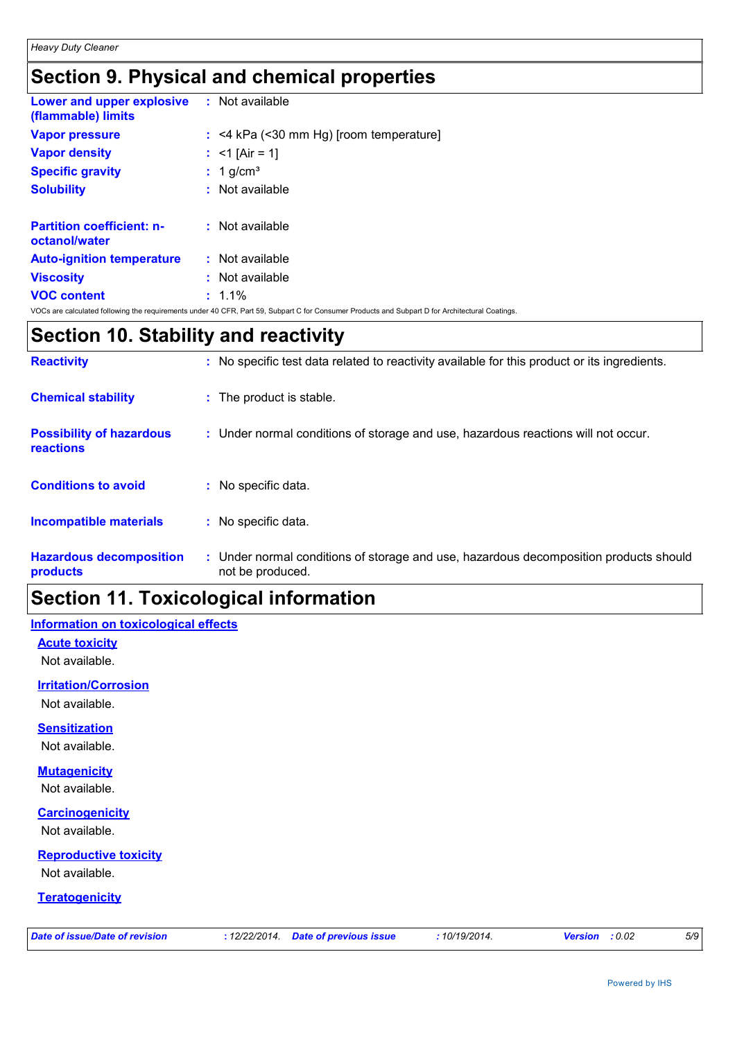# Section 9. Physical and chemical properties

| | |
|---|---|
| **Lower and upper explosive (flammable) limits** | : Not available |
| **Vapor pressure** | : <4 kPa (<30 mm Hg) [room temperature] |
| **Vapor density** | : <1 [Air = 1] |
| **Specific gravity** | : 1 g/cm³ |
| **Solubility** | : Not available |
| **Partition coefficient: n-octanol/water** | : Not available |
| **Auto-ignition temperature** | : Not available |
| **Viscosity** | : Not available |
| **VOC content** | : 1.1% |

VOCs are calculated following the requirements under 40 CFR, Part 59, Subpart C for Consumer Products and Subpart D for Architectural Coatings.

# Section 10. Stability and reactivity

| | |
|---|---|
| **Reactivity** | : No specific test data related to reactivity available for this product or its ingredients. |
| **Chemical stability** | : The product is stable. |
| **Possibility of hazardous reactions** | : Under normal conditions of storage and use, hazardous reactions will not occur. |
| **Conditions to avoid** | : No specific data. |
| **Incompatible materials** | : No specific data. |
| **Hazardous decomposition products** | : Under normal conditions of storage and use, hazardous decomposition products should not be produced. |

# Section 11. Toxicological information

## Information on toxicological effects

### Acute toxicity

Not available.

### Irritation/Corrosion

Not available.

### Sensitization

Not available.

### Mutagenicity

Not available.

### Carcinogenicity

Not available.

### Reproductive toxicity

Not available.

### Teratogenicity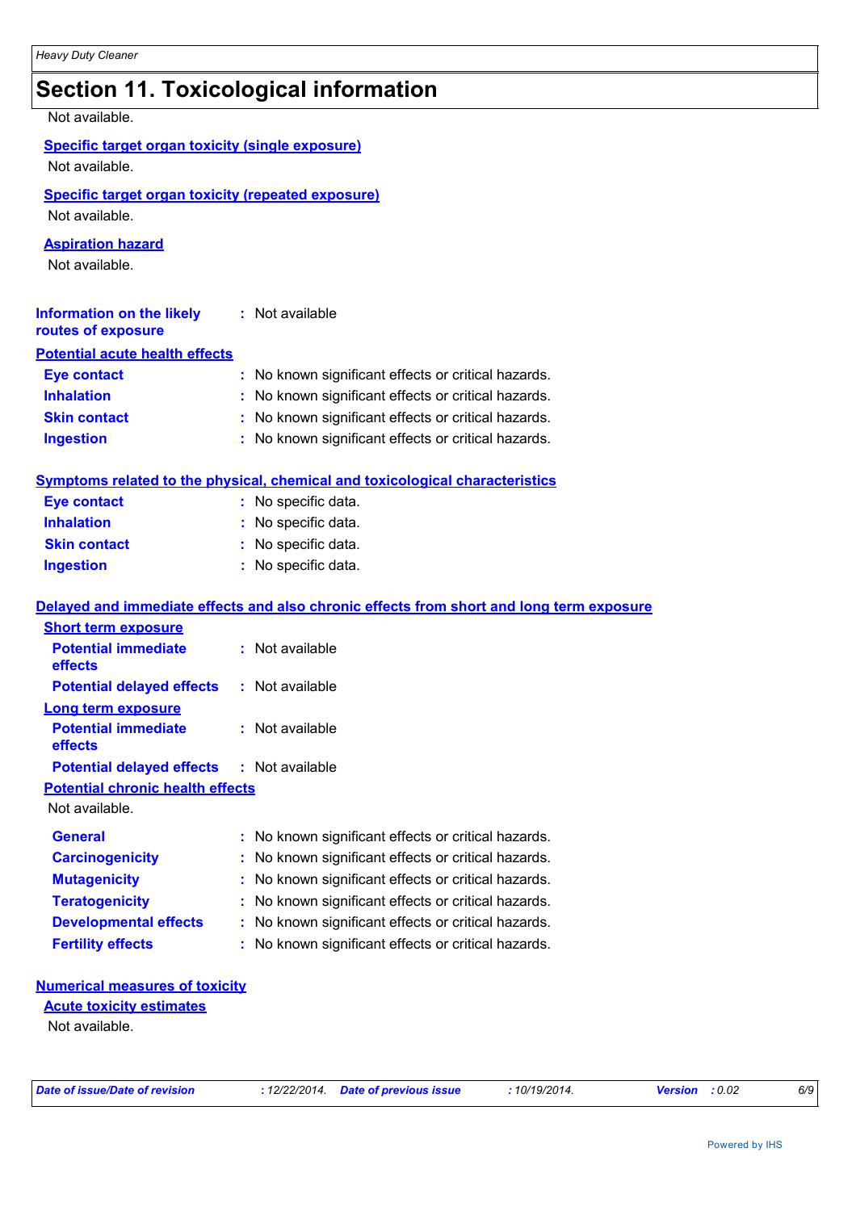## Section 11. Toxicological information

Not available.

**Specific target organ toxicity (single exposure)**

Not available.

**Specific target organ toxicity (repeated exposure)**

Not available.

**Aspiration hazard**

Not available.

**Information on the likely routes of exposure** : Not available

**Potential acute health effects**

| | |
|---|---|
| **Eye contact** | : No known significant effects or critical hazards. |
| **Inhalation** | : No known significant effects or critical hazards. |
| **Skin contact** | : No known significant effects or critical hazards. |
| **Ingestion** | : No known significant effects or critical hazards. |

**Symptoms related to the physical, chemical and toxicological characteristics**

| | |
|---|---|
| **Eye contact** | : No specific data. |
| **Inhalation** | : No specific data. |
| **Skin contact** | : No specific data. |
| **Ingestion** | : No specific data. |

**Delayed and immediate effects and also chronic effects from short and long term exposure**

**Short term exposure**

| | |
|---|---|
| **Potential immediate effects** | : Not available |
| **Potential delayed effects** | : Not available |

**Long term exposure**

| | |
|---|---|
| **Potential immediate effects** | : Not available |
| **Potential delayed effects** | : Not available |

**Potential chronic health effects**

Not available.

| | |
|---|---|
| **General** | : No known significant effects or critical hazards. |
| **Carcinogenicity** | : No known significant effects or critical hazards. |
| **Mutagenicity** | : No known significant effects or critical hazards. |
| **Teratogenicity** | : No known significant effects or critical hazards. |
| **Developmental effects** | : No known significant effects or critical hazards. |
| **Fertility effects** | : No known significant effects or critical hazards. |

**Numerical measures of toxicity**

**Acute toxicity estimates**

Not available.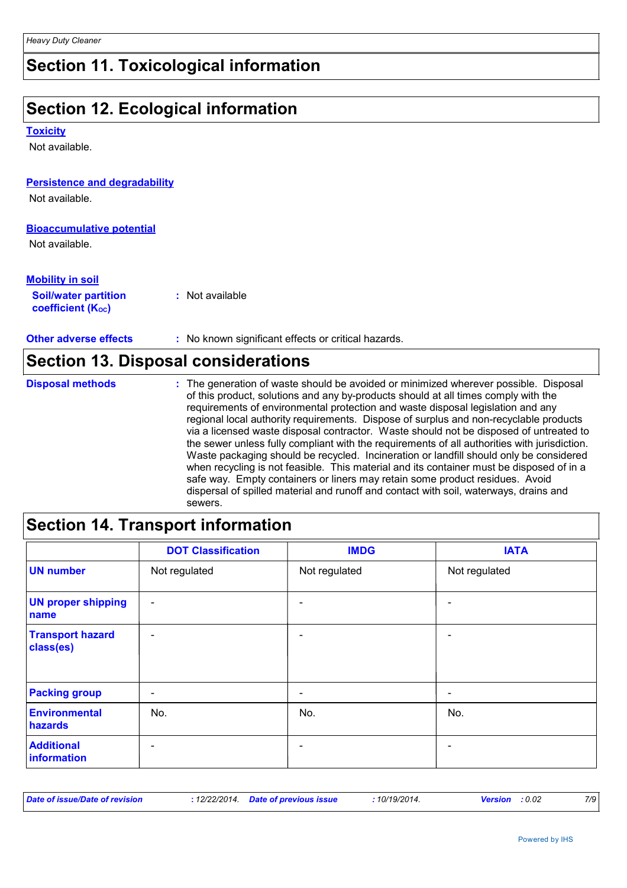## Section 11. Toxicological information

## Section 12. Ecological information

**Toxicity**

Not available.

**Persistence and degradability**

Not available.

**Bioaccumulative potential**

Not available.

**Mobility in soil**

**Soil/water partition coefficient ($K_{OC}$)** : Not available

**Other adverse effects** : No known significant effects or critical hazards.

## Section 13. Disposal considerations

**Disposal methods** : The generation of waste should be avoided or minimized wherever possible. Disposal of this product, solutions and any by-products should at all times comply with the requirements of environmental protection and waste disposal legislation and any regional local authority requirements. Dispose of surplus and non-recyclable products via a licensed waste disposal contractor. Waste should not be disposed of untreated to the sewer unless fully compliant with the requirements of all authorities with jurisdiction. Waste packaging should be recycled. Incineration or landfill should only be considered when recycling is not feasible. This material and its container must be disposed of in a safe way. Empty containers or liners may retain some product residues. Avoid dispersal of spilled material and runoff and contact with soil, waterways, drains and sewers.

## Section 14. Transport information

| | DOT Classification | IMDG | IATA |
|---|---|---|---|
| **UN number** | Not regulated | Not regulated | Not regulated |
| **UN proper shipping name** | - | - | - |
| **Transport hazard class(es)** | - | - | - |
| **Packing group** | - | - | - |
| **Environmental hazards** | No. | No. | No. |
| **Additional information** | - | - | - |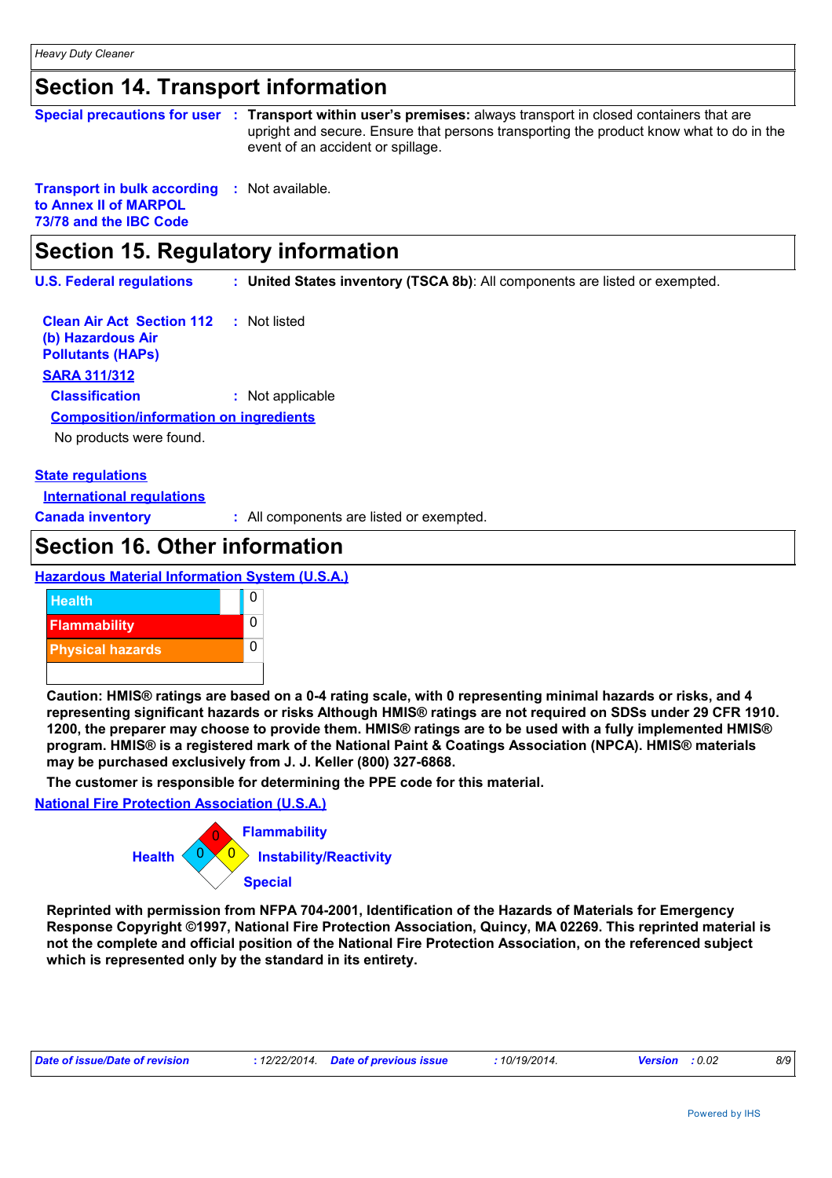## Section 14. Transport information

**Special precautions for user** : **Transport within user's premises:** always transport in closed containers that are upright and secure. Ensure that persons transporting the product know what to do in the event of an accident or spillage.

**Transport in bulk according to Annex II of MARPOL 73/78 and the IBC Code** : Not available.

## Section 15. Regulatory information

**U.S. Federal regulations** : **United States inventory (TSCA 8b)**: All components are listed or exempted.

**Clean Air Act Section 112 (b) Hazardous Air Pollutants (HAPs)** : Not listed

**SARA 311/312**

**Classification** : Not applicable

**Composition/information on ingredients**

No products were found.

**State regulations**

**International regulations**

**Canada inventory** : All components are listed or exempted.

## Section 16. Other information

**Hazardous Material Information System (U.S.A.)**

| | |
|---|---|
| Health | 0 |
| Flammability | 0 |
| Physical hazards | 0 |
| | |

**Caution: HMIS® ratings are based on a 0-4 rating scale, with 0 representing minimal hazards or risks, and 4 representing significant hazards or risks Although HMIS® ratings are not required on SDSs under 29 CFR 1910. 1200, the preparer may choose to provide them. HMIS® ratings are to be used with a fully implemented HMIS® program. HMIS® is a registered mark of the National Paint & Coatings Association (NPCA). HMIS® materials may be purchased exclusively from J. J. Keller (800) 327-6868.**

**The customer is responsible for determining the PPE code for this material.**

**National Fire Protection Association (U.S.A.)**

Flammability: 0

Health: 0

Instability/Reactivity: 0

Special:

**Reprinted with permission from NFPA 704-2001, Identification of the Hazards of Materials for Emergency Response Copyright ©1997, National Fire Protection Association, Quincy, MA 02269. This reprinted material is not the complete and official position of the National Fire Protection Association, on the referenced subject which is represented only by the standard in its entirety.**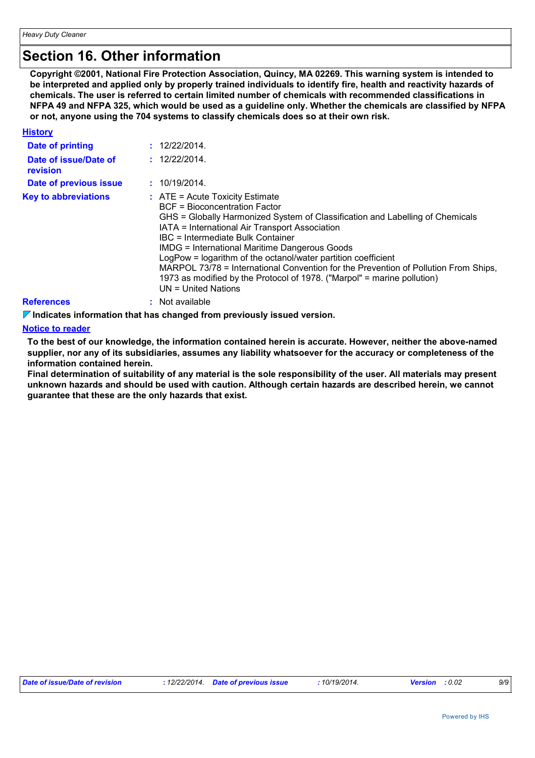# Section 16. Other information

**Copyright ©2001, National Fire Protection Association, Quincy, MA 02269. This warning system is intended to be interpreted and applied only by properly trained individuals to identify fire, health and reactivity hazards of chemicals. The user is referred to certain limited number of chemicals with recommended classifications in NFPA 49 and NFPA 325, which would be used as a guideline only. Whether the chemicals are classified by NFPA or not, anyone using the 704 systems to classify chemicals does so at their own risk.**

## History

**Date of printing** : 12/22/2014.

**Date of issue/Date of revision** : 12/22/2014.

**Date of previous issue** : 10/19/2014.

**Key to abbreviations** :
ATE = Acute Toxicity Estimate
BCF = Bioconcentration Factor
GHS = Globally Harmonized System of Classification and Labelling of Chemicals
IATA = International Air Transport Association
IBC = Intermediate Bulk Container
IMDG = International Maritime Dangerous Goods
LogPow = logarithm of the octanol/water partition coefficient
MARPOL 73/78 = International Convention for the Prevention of Pollution From Ships, 1973 as modified by the Protocol of 1978. ("Marpol" = marine pollution)
UN = United Nations

**References** : Not available

**Indicates information that has changed from previously issued version.**

## Notice to reader

**To the best of our knowledge, the information contained herein is accurate. However, neither the above-named supplier, nor any of its subsidiaries, assumes any liability whatsoever for the accuracy or completeness of the information contained herein.**

**Final determination of suitability of any material is the sole responsibility of the user. All materials may present unknown hazards and should be used with caution. Although certain hazards are described herein, we cannot guarantee that these are the only hazards that exist.**